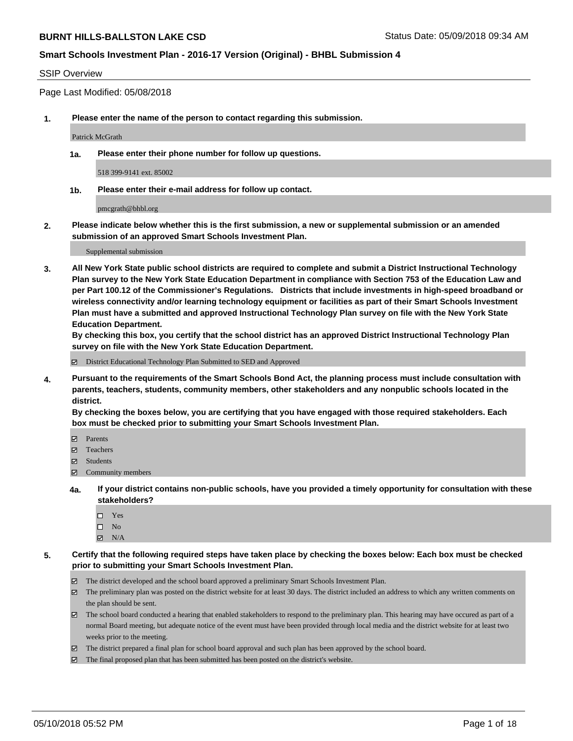# BURNT HILLS-BALLSTON LAKE CSD

Status Date: 05/09/2018 09:34 AM

## Smart Schools Investment Plan - 2016-17 Version (Original) - BHBL Submission 4

SSIP Overview

Page Last Modified: 05/08/2018

**1. Please enter the name of the person to contact regarding this submission.**

Patrick McGrath

**1a. Please enter their phone number for follow up questions.**

518 399-9141 ext. 85002

**1b. Please enter their e-mail address for follow up contact.**

pmcgrath@bhbl.org

**2. Please indicate below whether this is the first submission, a new or supplemental submission or an amended submission of an approved Smart Schools Investment Plan.**

Supplemental submission

**3. All New York State public school districts are required to complete and submit a District Instructional Technology Plan survey to the New York State Education Department in compliance with Section 753 of the Education Law and per Part 100.12 of the Commissioner's Regulations. Districts that include investments in high-speed broadband or wireless connectivity and/or learning technology equipment or facilities as part of their Smart Schools Investment Plan must have a submitted and approved Instructional Technology Plan survey on file with the New York State Education Department.**
**By checking this box, you certify that the school district has an approved District Instructional Technology Plan survey on file with the New York State Education Department.**

- [x] District Educational Technology Plan Submitted to SED and Approved

**4. Pursuant to the requirements of the Smart Schools Bond Act, the planning process must include consultation with parents, teachers, students, community members, other stakeholders and any nonpublic schools located in the district.**
**By checking the boxes below, you are certifying that you have engaged with those required stakeholders. Each box must be checked prior to submitting your Smart Schools Investment Plan.**

- [x] Parents
- [x] Teachers
- [x] Students
- [x] Community members

**4a. If your district contains non-public schools, have you provided a timely opportunity for consultation with these stakeholders?**

- [ ] Yes
- [ ] No
- [x] N/A

**5. Certify that the following required steps have taken place by checking the boxes below: Each box must be checked prior to submitting your Smart Schools Investment Plan.**

- [x] The district developed and the school board approved a preliminary Smart Schools Investment Plan.
- [x] The preliminary plan was posted on the district website for at least 30 days. The district included an address to which any written comments on the plan should be sent.
- [x] The school board conducted a hearing that enabled stakeholders to respond to the preliminary plan. This hearing may have occured as part of a normal Board meeting, but adequate notice of the event must have been provided through local media and the district website for at least two weeks prior to the meeting.
- [x] The district prepared a final plan for school board approval and such plan has been approved by the school board.
- [x] The final proposed plan that has been submitted has been posted on the district's website.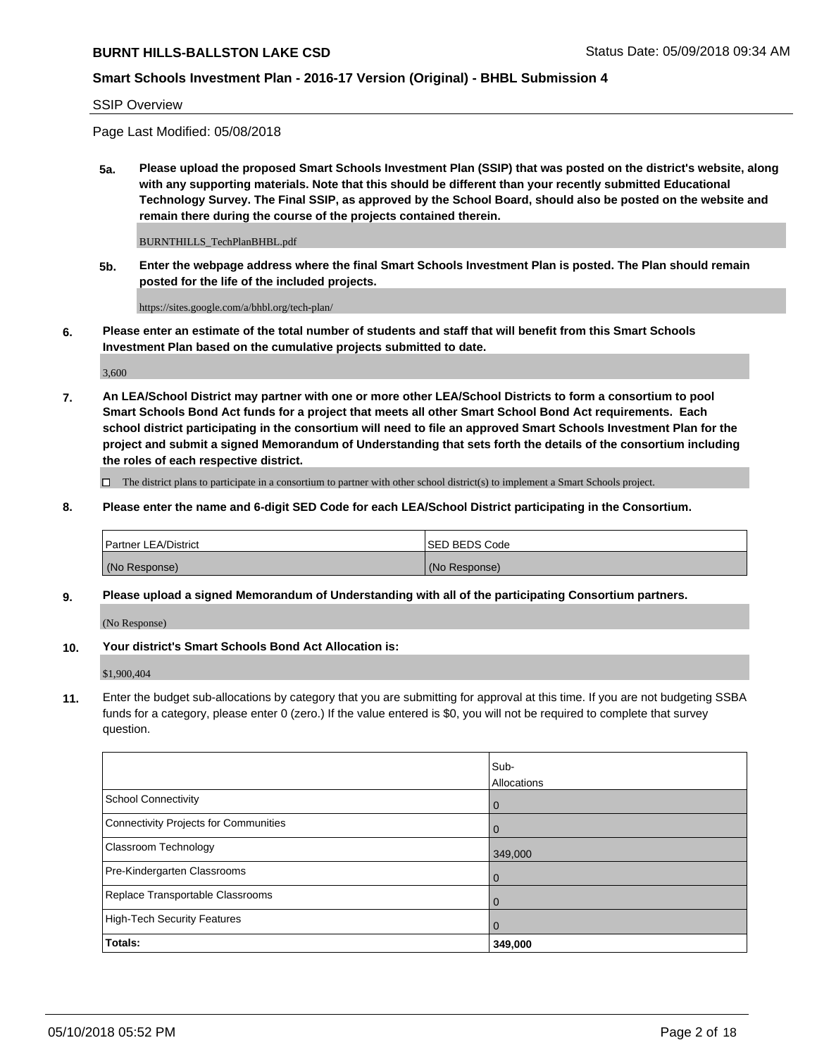## SSIP Overview

Page Last Modified: 05/08/2018

**5a. Please upload the proposed Smart Schools Investment Plan (SSIP) that was posted on the district's website, along with any supporting materials. Note that this should be different than your recently submitted Educational Technology Survey. The Final SSIP, as approved by the School Board, should also be posted on the website and remain there during the course of the projects contained therein.**

BURNTHILLS_TechPlanBHBL.pdf

**5b. Enter the webpage address where the final Smart Schools Investment Plan is posted. The Plan should remain posted for the life of the included projects.**

https://sites.google.com/a/bhbl.org/tech-plan/

**6. Please enter an estimate of the total number of students and staff that will benefit from this Smart Schools Investment Plan based on the cumulative projects submitted to date.**

3,600

**7. An LEA/School District may partner with one or more other LEA/School Districts to form a consortium to pool Smart Schools Bond Act funds for a project that meets all other Smart School Bond Act requirements. Each school district participating in the consortium will need to file an approved Smart Schools Investment Plan for the project and submit a signed Memorandum of Understanding that sets forth the details of the consortium including the roles of each respective district.**

☐ The district plans to participate in a consortium to partner with other school district(s) to implement a Smart Schools project.

**8. Please enter the name and 6-digit SED Code for each LEA/School District participating in the Consortium.**

| Partner LEA/District | SED BEDS Code |
|---|---|
| (No Response) | (No Response) |

**9. Please upload a signed Memorandum of Understanding with all of the participating Consortium partners.**

(No Response)

**10. Your district's Smart Schools Bond Act Allocation is:**

$1,900,404

**11.** Enter the budget sub-allocations by category that you are submitting for approval at this time. If you are not budgeting SSBA funds for a category, please enter 0 (zero.) If the value entered is $0, you will not be required to complete that survey question.

| | Sub-Allocations |
|---|---|
| School Connectivity | 0 |
| Connectivity Projects for Communities | 0 |
| Classroom Technology | 349,000 |
| Pre-Kindergarten Classrooms | 0 |
| Replace Transportable Classrooms | 0 |
| High-Tech Security Features | 0 |
| **Totals:** | **349,000** |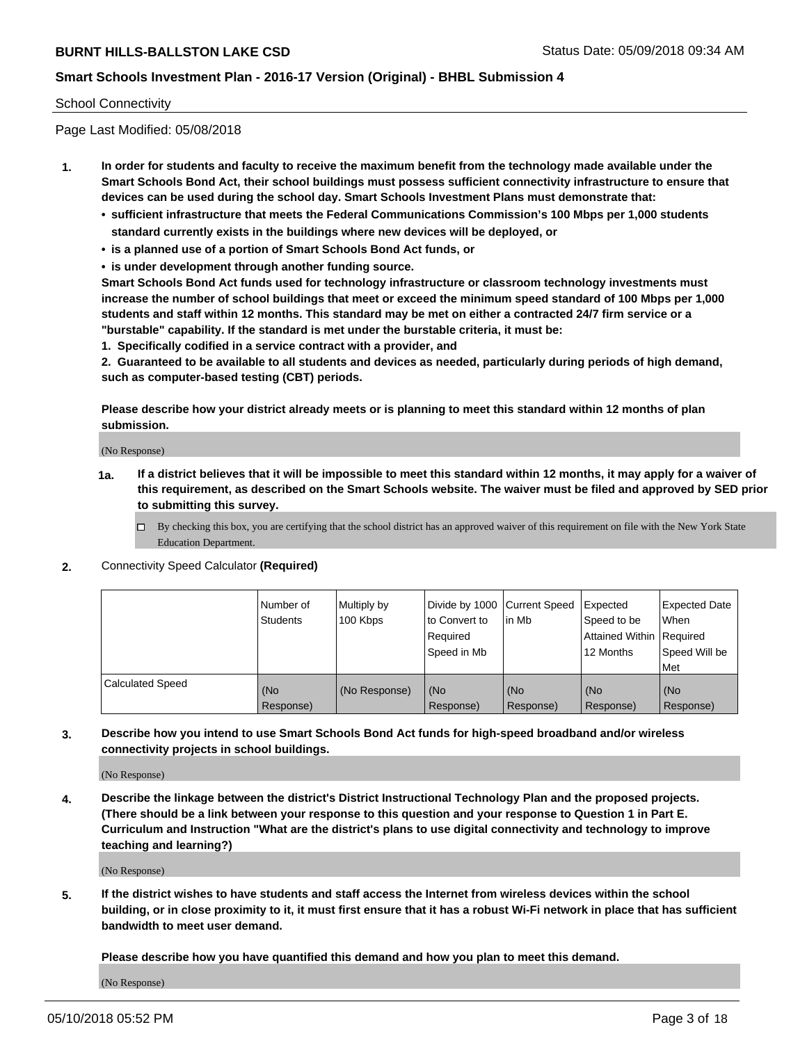School Connectivity

Page Last Modified: 05/08/2018

1. **In order for students and faculty to receive the maximum benefit from the technology made available under the Smart Schools Bond Act, their school buildings must possess sufficient connectivity infrastructure to ensure that devices can be used during the school day. Smart Schools Investment Plans must demonstrate that:**
   - **sufficient infrastructure that meets the Federal Communications Commission's 100 Mbps per 1,000 students standard currently exists in the buildings where new devices will be deployed, or**
   - **is a planned use of a portion of Smart Schools Bond Act funds, or**
   - **is under development through another funding source.**

   **Smart Schools Bond Act funds used for technology infrastructure or classroom technology investments must increase the number of school buildings that meet or exceed the minimum speed standard of 100 Mbps per 1,000 students and staff within 12 months. This standard may be met on either a contracted 24/7 firm service or a "burstable" capability. If the standard is met under the burstable criteria, it must be:**

   **1. Specifically codified in a service contract with a provider, and**

   **2. Guaranteed to be available to all students and devices as needed, particularly during periods of high demand, such as computer-based testing (CBT) periods.**

   **Please describe how your district already meets or is planning to meet this standard within 12 months of plan submission.**

   (No Response)

   **1a. If a district believes that it will be impossible to meet this standard within 12 months, it may apply for a waiver of this requirement, as described on the Smart Schools website. The waiver must be filed and approved by SED prior to submitting this survey.**

   ☐ By checking this box, you are certifying that the school district has an approved waiver of this requirement on file with the New York State Education Department.

2. Connectivity Speed Calculator **(Required)**

| | Number of Students | Multiply by 100 Kbps | Divide by 1000 to Convert to Required Speed in Mb | Current Speed in Mb | Expected Speed to be Attained Within 12 Months | Expected Date When Required Speed Will be Met |
|---|---|---|---|---|---|---|
| Calculated Speed | (No Response) | (No Response) | (No Response) | (No Response) | (No Response) | (No Response) |

3. **Describe how you intend to use Smart Schools Bond Act funds for high-speed broadband and/or wireless connectivity projects in school buildings.**

   (No Response)

4. **Describe the linkage between the district's District Instructional Technology Plan and the proposed projects. (There should be a link between your response to this question and your response to Question 1 in Part E. Curriculum and Instruction "What are the district's plans to use digital connectivity and technology to improve teaching and learning?)**

   (No Response)

5. **If the district wishes to have students and staff access the Internet from wireless devices within the school building, or in close proximity to it, it must first ensure that it has a robust Wi-Fi network in place that has sufficient bandwidth to meet user demand.**

   **Please describe how you have quantified this demand and how you plan to meet this demand.**

   (No Response)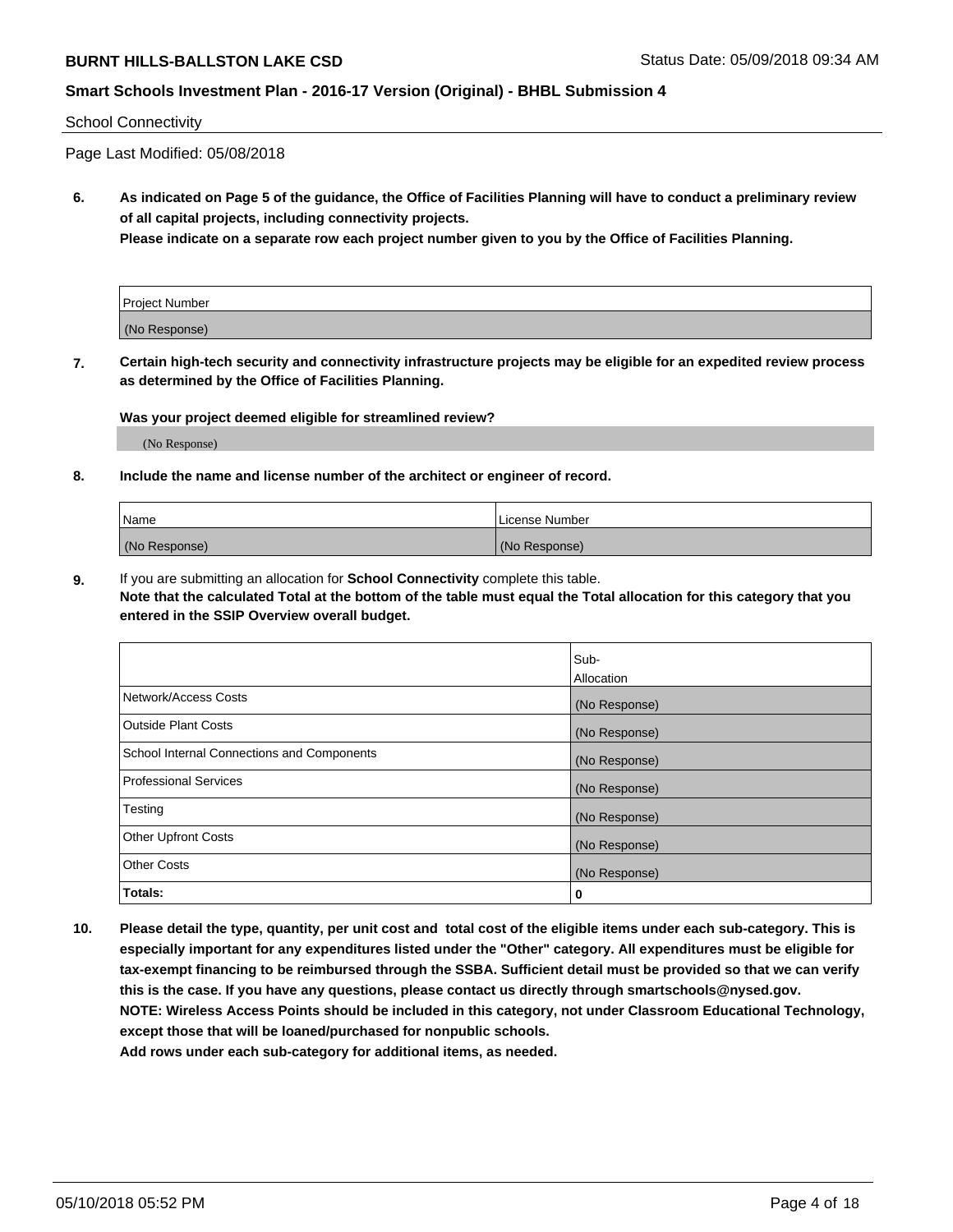School Connectivity

Page Last Modified: 05/08/2018

**6. As indicated on Page 5 of the guidance, the Office of Facilities Planning will have to conduct a preliminary review of all capital projects, including connectivity projects.**
**Please indicate on a separate row each project number given to you by the Office of Facilities Planning.**

| Project Number |
| --- |
| (No Response) |

**7. Certain high-tech security and connectivity infrastructure projects may be eligible for an expedited review process as determined by the Office of Facilities Planning.**

**Was your project deemed eligible for streamlined review?**

(No Response)

**8. Include the name and license number of the architect or engineer of record.**

| Name | License Number |
| --- | --- |
| (No Response) | (No Response) |

**9.** If you are submitting an allocation for **School Connectivity** complete this table.
**Note that the calculated Total at the bottom of the table must equal the Total allocation for this category that you entered in the SSIP Overview overall budget.**

| | Sub-Allocation |
| --- | --- |
| Network/Access Costs | (No Response) |
| Outside Plant Costs | (No Response) |
| School Internal Connections and Components | (No Response) |
| Professional Services | (No Response) |
| Testing | (No Response) |
| Other Upfront Costs | (No Response) |
| Other Costs | (No Response) |
| **Totals:** | **0** |

**10. Please detail the type, quantity, per unit cost and total cost of the eligible items under each sub-category. This is especially important for any expenditures listed under the "Other" category. All expenditures must be eligible for tax-exempt financing to be reimbursed through the SSBA. Sufficient detail must be provided so that we can verify this is the case. If you have any questions, please contact us directly through smartschools@nysed.gov.**
**NOTE: Wireless Access Points should be included in this category, not under Classroom Educational Technology, except those that will be loaned/purchased for nonpublic schools.**
**Add rows under each sub-category for additional items, as needed.**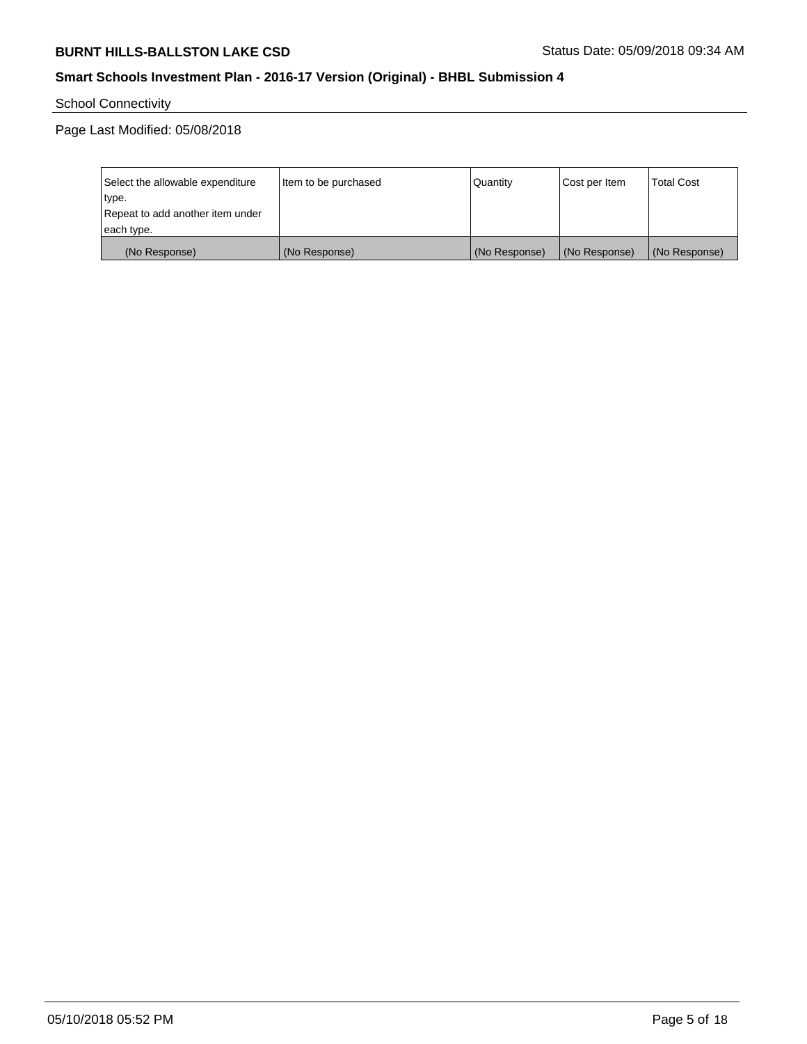School Connectivity

Page Last Modified: 05/08/2018

| Select the allowable expenditure type. Repeat to add another item under each type. | Item to be purchased | Quantity | Cost per Item | Total Cost |
|---|---|---|---|---|
| (No Response) | (No Response) | (No Response) | (No Response) | (No Response) |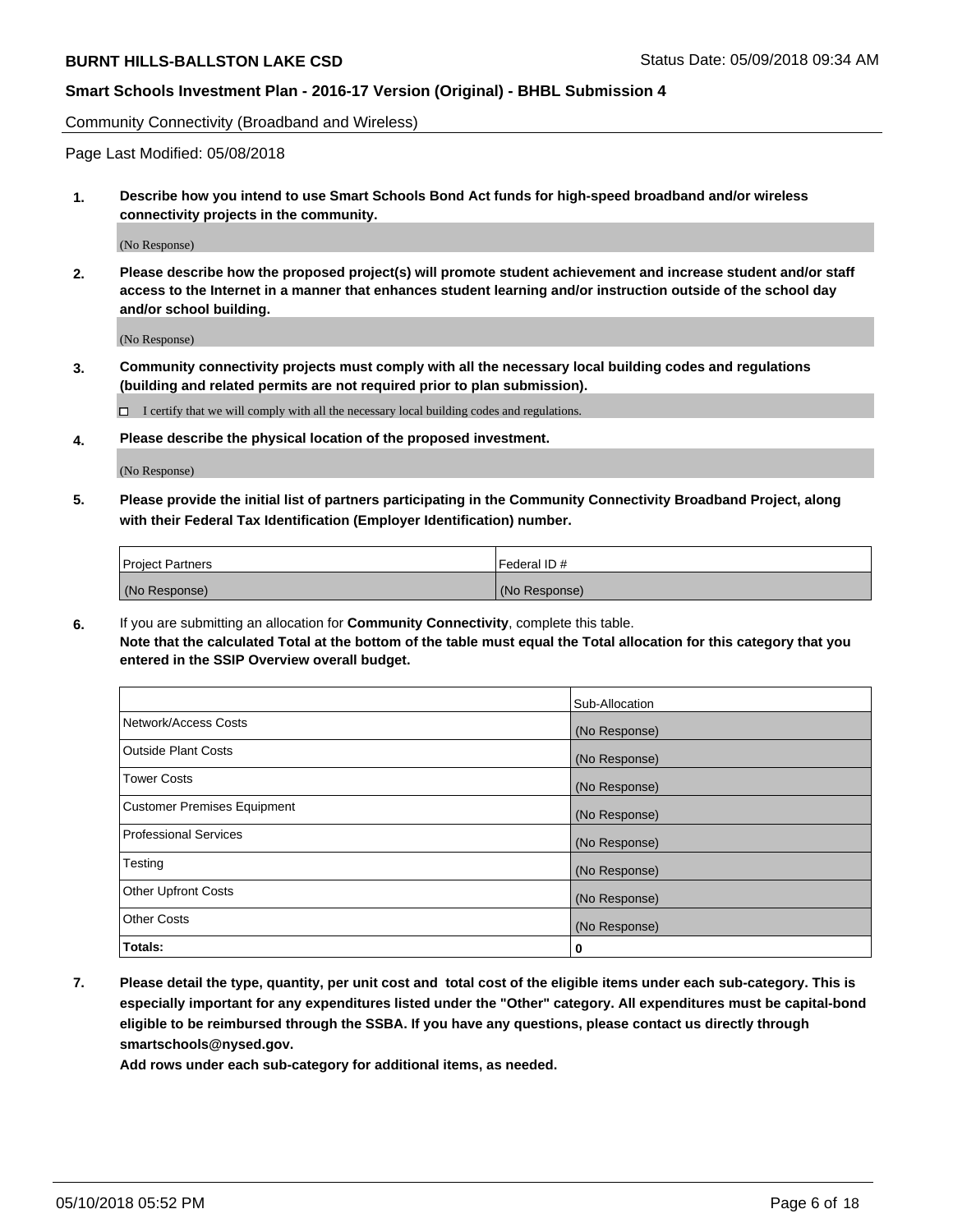**BURNT HILLS-BALLSTON LAKE CSD** Status Date: 05/09/2018 09:34 AM

**Smart Schools Investment Plan - 2016-17 Version (Original) - BHBL Submission 4**

Community Connectivity (Broadband and Wireless)

Page Last Modified: 05/08/2018

1. **Describe how you intend to use Smart Schools Bond Act funds for high-speed broadband and/or wireless connectivity projects in the community.**

(No Response)

2. **Please describe how the proposed project(s) will promote student achievement and increase student and/or staff access to the Internet in a manner that enhances student learning and/or instruction outside of the school day and/or school building.**

(No Response)

3. **Community connectivity projects must comply with all the necessary local building codes and regulations (building and related permits are not required prior to plan submission).**

☐ I certify that we will comply with all the necessary local building codes and regulations.

4. **Please describe the physical location of the proposed investment.**

(No Response)

5. **Please provide the initial list of partners participating in the Community Connectivity Broadband Project, along with their Federal Tax Identification (Employer Identification) number.**

| Project Partners | Federal ID # |
| --- | --- |
| (No Response) | (No Response) |

6. If you are submitting an allocation for **Community Connectivity**, complete this table.
**Note that the calculated Total at the bottom of the table must equal the Total allocation for this category that you entered in the SSIP Overview overall budget.**

| | Sub-Allocation |
| --- | --- |
| Network/Access Costs | (No Response) |
| Outside Plant Costs | (No Response) |
| Tower Costs | (No Response) |
| Customer Premises Equipment | (No Response) |
| Professional Services | (No Response) |
| Testing | (No Response) |
| Other Upfront Costs | (No Response) |
| Other Costs | (No Response) |
| **Totals:** | **0** |

7. **Please detail the type, quantity, per unit cost and total cost of the eligible items under each sub-category. This is especially important for any expenditures listed under the "Other" category. All expenditures must be capital-bond eligible to be reimbursed through the SSBA. If you have any questions, please contact us directly through smartschools@nysed.gov.**

**Add rows under each sub-category for additional items, as needed.**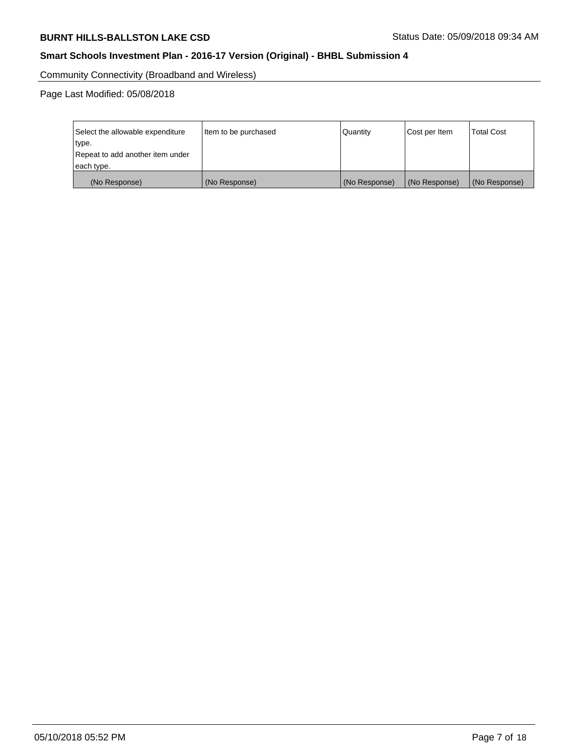Community Connectivity (Broadband and Wireless)

Page Last Modified: 05/08/2018

| Select the allowable expenditure type.<br>Repeat to add another item under each type. | Item to be purchased | Quantity | Cost per Item | Total Cost |
|---|---|---|---|---|
| (No Response) | (No Response) | (No Response) | (No Response) | (No Response) |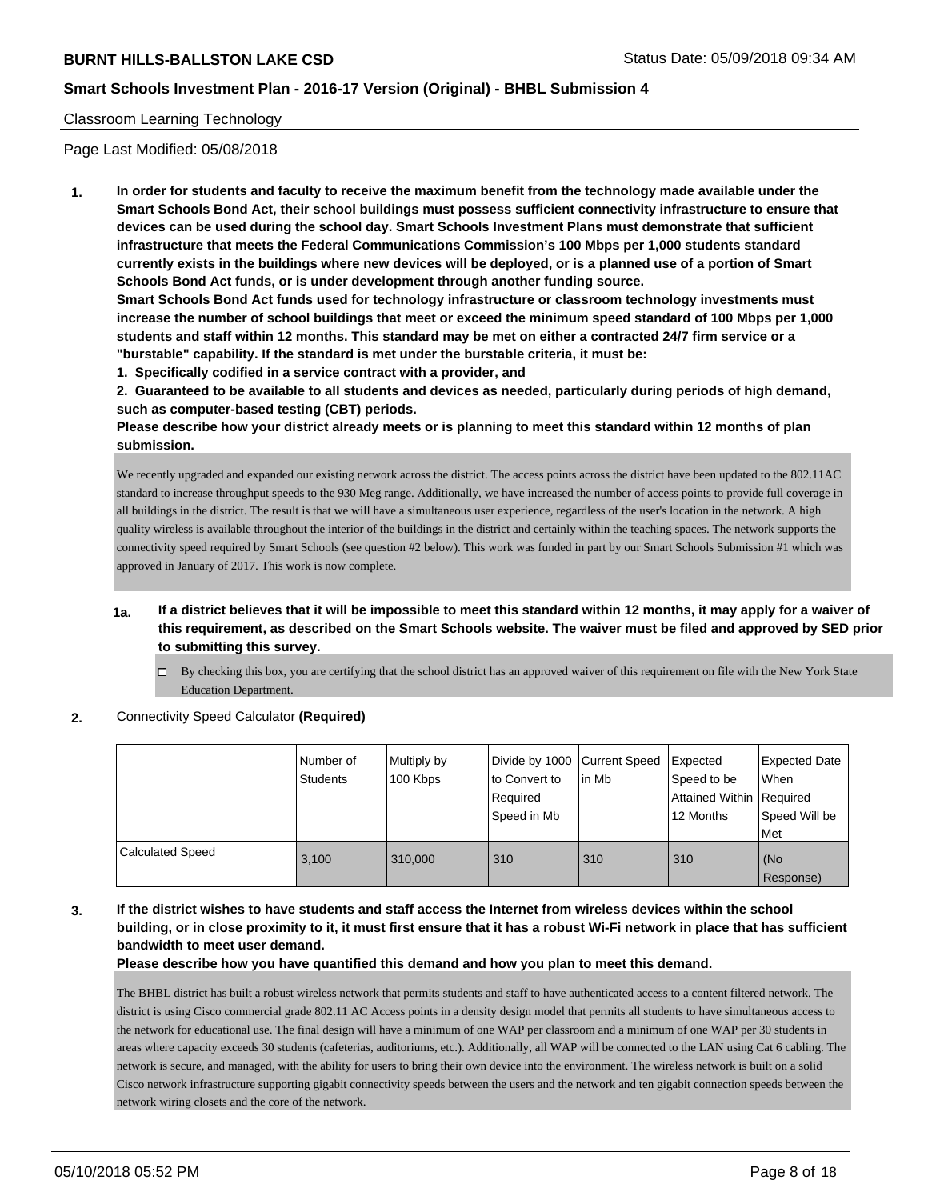Classroom Learning Technology

Page Last Modified: 05/08/2018

**1. In order for students and faculty to receive the maximum benefit from the technology made available under the Smart Schools Bond Act, their school buildings must possess sufficient connectivity infrastructure to ensure that devices can be used during the school day. Smart Schools Investment Plans must demonstrate that sufficient infrastructure that meets the Federal Communications Commission's 100 Mbps per 1,000 students standard currently exists in the buildings where new devices will be deployed, or is a planned use of a portion of Smart Schools Bond Act funds, or is under development through another funding source.**

**Smart Schools Bond Act funds used for technology infrastructure or classroom technology investments must increase the number of school buildings that meet or exceed the minimum speed standard of 100 Mbps per 1,000 students and staff within 12 months. This standard may be met on either a contracted 24/7 firm service or a "burstable" capability. If the standard is met under the burstable criteria, it must be:**

**1. Specifically codified in a service contract with a provider, and**

**2. Guaranteed to be available to all students and devices as needed, particularly during periods of high demand, such as computer-based testing (CBT) periods.**

**Please describe how your district already meets or is planning to meet this standard within 12 months of plan submission.**

We recently upgraded and expanded our existing network across the district. The access points across the district have been updated to the 802.11AC standard to increase throughput speeds to the 930 Meg range. Additionally, we have increased the number of access points to provide full coverage in all buildings in the district. The result is that we will have a simultaneous user experience, regardless of the user's location in the network. A high quality wireless is available throughout the interior of the buildings in the district and certainly within the teaching spaces. The network supports the connectivity speed required by Smart Schools (see question #2 below). This work was funded in part by our Smart Schools Submission #1 which was approved in January of 2017. This work is now complete.

**1a. If a district believes that it will be impossible to meet this standard within 12 months, it may apply for a waiver of this requirement, as described on the Smart Schools website. The waiver must be filed and approved by SED prior to submitting this survey.**

☐ By checking this box, you are certifying that the school district has an approved waiver of this requirement on file with the New York State Education Department.

**2.** Connectivity Speed Calculator **(Required)**

| | Number of Students | Multiply by 100 Kbps | Divide by 1000 to Convert to Required Speed in Mb | Current Speed in Mb | Expected Speed to be Attained Within 12 Months | Expected Date When Required Speed Will be Met |
|---|---|---|---|---|---|---|
| Calculated Speed | 3,100 | 310,000 | 310 | 310 | 310 | (No Response) |

**3. If the district wishes to have students and staff access the Internet from wireless devices within the school building, or in close proximity to it, it must first ensure that it has a robust Wi-Fi network in place that has sufficient bandwidth to meet user demand.**

**Please describe how you have quantified this demand and how you plan to meet this demand.**

The BHBL district has built a robust wireless network that permits students and staff to have authenticated access to a content filtered network. The district is using Cisco commercial grade 802.11 AC Access points in a density design model that permits all students to have simultaneous access to the network for educational use. The final design will have a minimum of one WAP per classroom and a minimum of one WAP per 30 students in areas where capacity exceeds 30 students (cafeterias, auditoriums, etc.). Additionally, all WAP will be connected to the LAN using Cat 6 cabling. The network is secure, and managed, with the ability for users to bring their own device into the environment. The wireless network is built on a solid Cisco network infrastructure supporting gigabit connectivity speeds between the users and the network and ten gigabit connection speeds between the network wiring closets and the core of the network.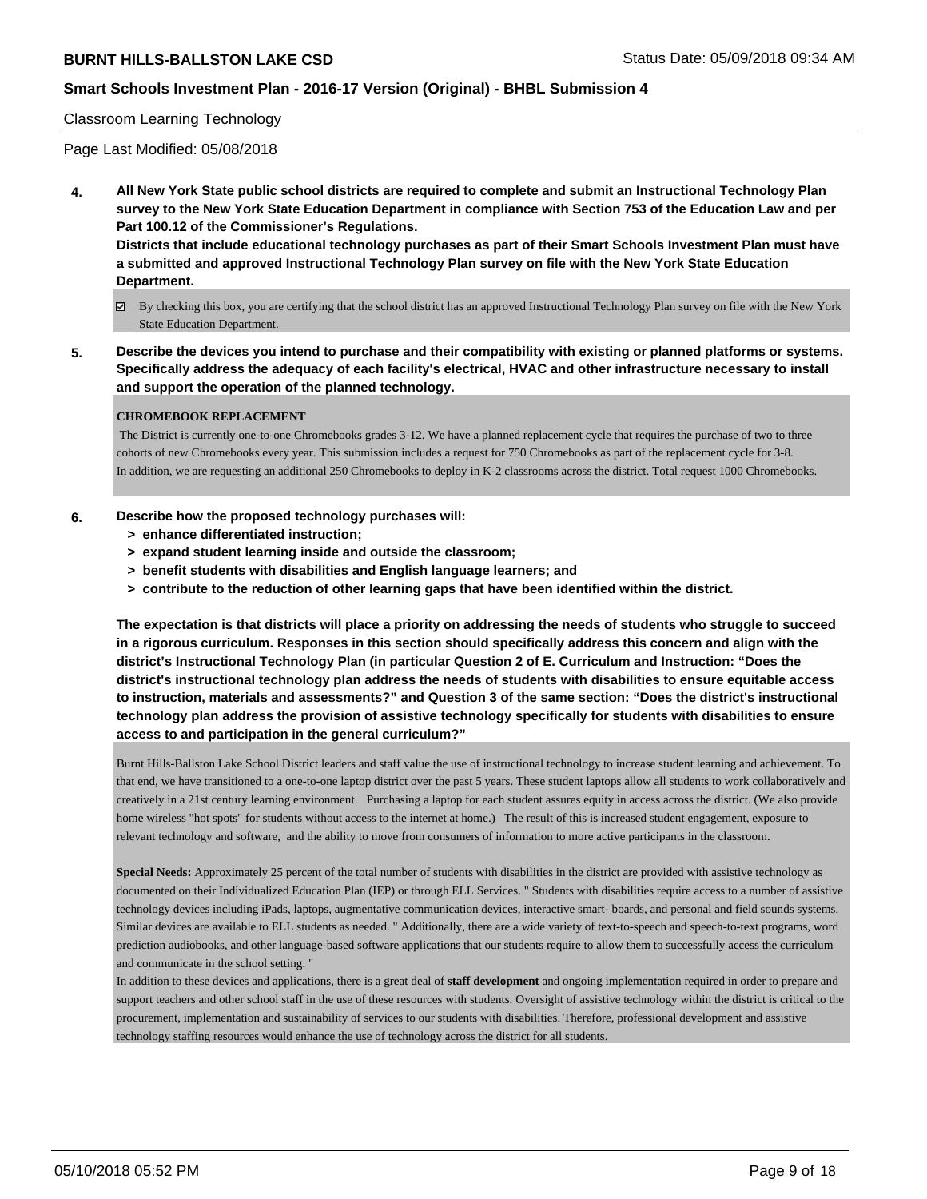Classroom Learning Technology

Page Last Modified: 05/08/2018

**4. All New York State public school districts are required to complete and submit an Instructional Technology Plan survey to the New York State Education Department in compliance with Section 753 of the Education Law and per Part 100.12 of the Commissioner's Regulations.**

**Districts that include educational technology purchases as part of their Smart Schools Investment Plan must have a submitted and approved Instructional Technology Plan survey on file with the New York State Education Department.**

☑ By checking this box, you are certifying that the school district has an approved Instructional Technology Plan survey on file with the New York State Education Department.

**5. Describe the devices you intend to purchase and their compatibility with existing or planned platforms or systems. Specifically address the adequacy of each facility's electrical, HVAC and other infrastructure necessary to install and support the operation of the planned technology.**

**CHROMEBOOK REPLACEMENT**

The District is currently one-to-one Chromebooks grades 3-12. We have a planned replacement cycle that requires the purchase of two to three cohorts of new Chromebooks every year. This submission includes a request for 750 Chromebooks as part of the replacement cycle for 3-8.
In addition, we are requesting an additional 250 Chromebooks to deploy in K-2 classrooms across the district. Total request 1000 Chromebooks.

**6. Describe how the proposed technology purchases will:**
- **> enhance differentiated instruction;**
- **> expand student learning inside and outside the classroom;**
- **> benefit students with disabilities and English language learners; and**
- **> contribute to the reduction of other learning gaps that have been identified within the district.**

**The expectation is that districts will place a priority on addressing the needs of students who struggle to succeed in a rigorous curriculum. Responses in this section should specifically address this concern and align with the district's Instructional Technology Plan (in particular Question 2 of E. Curriculum and Instruction: "Does the district's instructional technology plan address the needs of students with disabilities to ensure equitable access to instruction, materials and assessments?" and Question 3 of the same section: "Does the district's instructional technology plan address the provision of assistive technology specifically for students with disabilities to ensure access to and participation in the general curriculum?"**

Burnt Hills-Ballston Lake School District leaders and staff value the use of instructional technology to increase student learning and achievement. To that end, we have transitioned to a one-to-one laptop district over the past 5 years. These student laptops allow all students to work collaboratively and creatively in a 21st century learning environment. Purchasing a laptop for each student assures equity in access across the district. (We also provide home wireless "hot spots" for students without access to the internet at home.) The result of this is increased student engagement, exposure to relevant technology and software, and the ability to move from consumers of information to more active participants in the classroom.

**Special Needs:** Approximately 25 percent of the total number of students with disabilities in the district are provided with assistive technology as documented on their Individualized Education Plan (IEP) or through ELL Services. " Students with disabilities require access to a number of assistive technology devices including iPads, laptops, augmentative communication devices, interactive smart- boards, and personal and field sounds systems. Similar devices are available to ELL students as needed. " Additionally, there are a wide variety of text-to-speech and speech-to-text programs, word prediction audiobooks, and other language-based software applications that our students require to allow them to successfully access the curriculum and communicate in the school setting. "
In addition to these devices and applications, there is a great deal of **staff development** and ongoing implementation required in order to prepare and support teachers and other school staff in the use of these resources with students. Oversight of assistive technology within the district is critical to the procurement, implementation and sustainability of services to our students with disabilities. Therefore, professional development and assistive technology staffing resources would enhance the use of technology across the district for all students.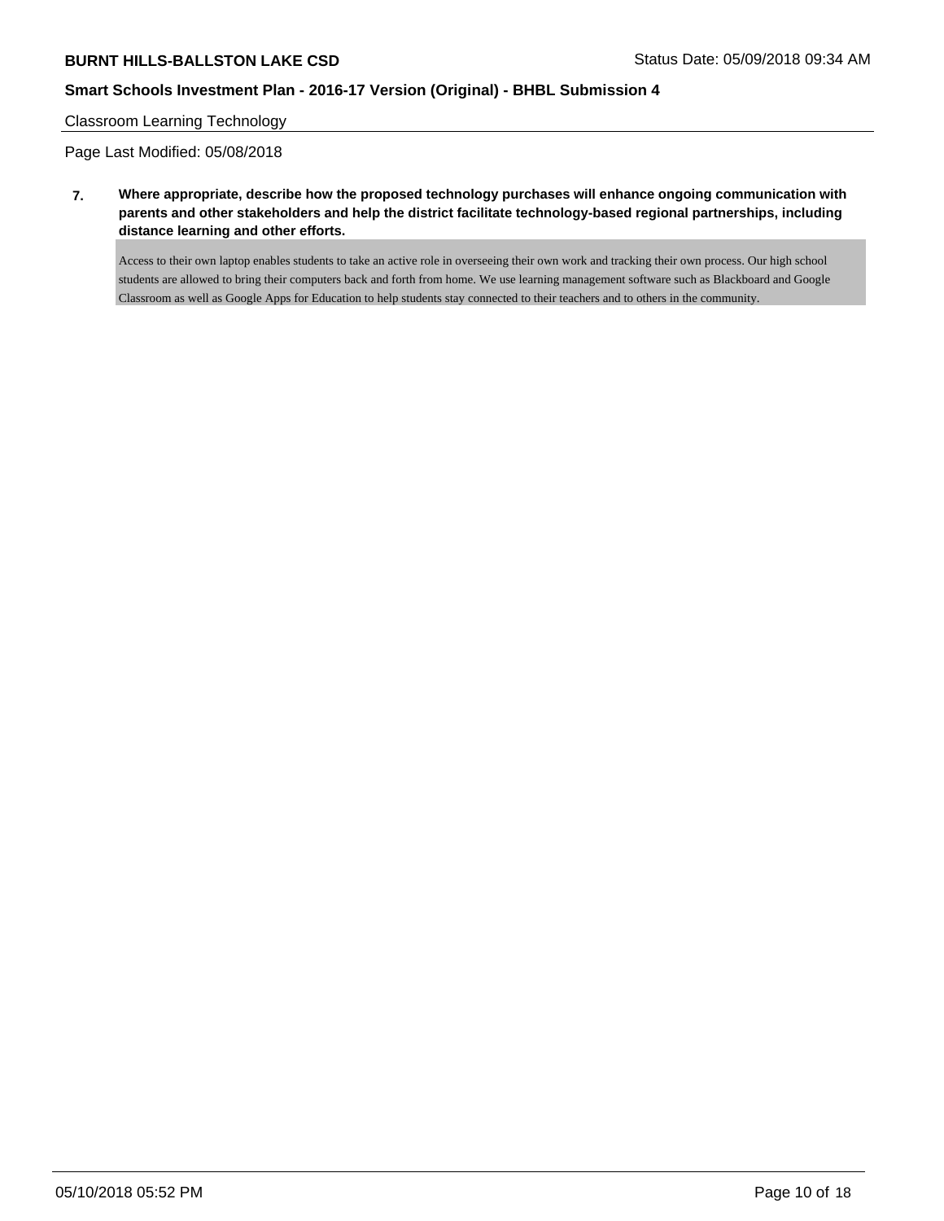Classroom Learning Technology

Page Last Modified: 05/08/2018

**7. Where appropriate, describe how the proposed technology purchases will enhance ongoing communication with parents and other stakeholders and help the district facilitate technology-based regional partnerships, including distance learning and other efforts.**

Access to their own laptop enables students to take an active role in overseeing their own work and tracking their own process. Our high school students are allowed to bring their computers back and forth from home. We use learning management software such as Blackboard and Google Classroom as well as Google Apps for Education to help students stay connected to their teachers and to others in the community.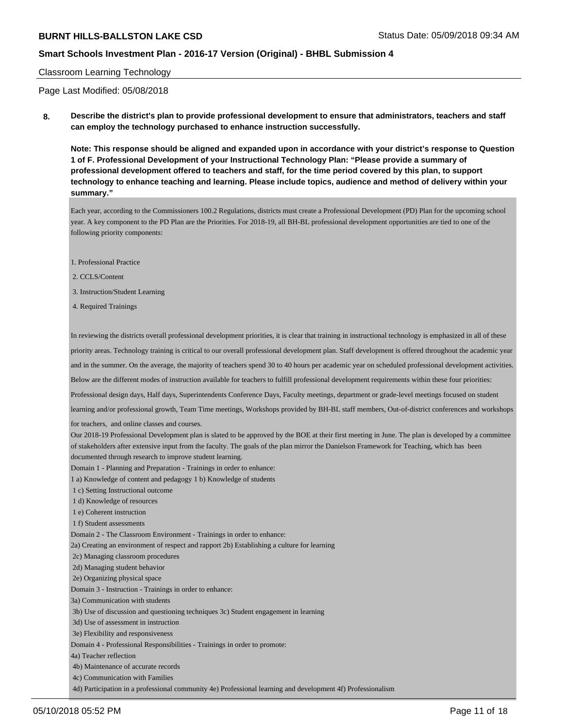Classroom Learning Technology

Page Last Modified: 05/08/2018

**8. Describe the district's plan to provide professional development to ensure that administrators, teachers and staff can employ the technology purchased to enhance instruction successfully.**

**Note: This response should be aligned and expanded upon in accordance with your district's response to Question 1 of F. Professional Development of your Instructional Technology Plan: "Please provide a summary of professional development offered to teachers and staff, for the time period covered by this plan, to support technology to enhance teaching and learning. Please include topics, audience and method of delivery within your summary."**

Each year, according to the Commissioners 100.2 Regulations, districts must create a Professional Development (PD) Plan for the upcoming school year. A key component to the PD Plan are the Priorities. For 2018-19, all BH-BL professional development opportunities are tied to one of the following priority components:

1. Professional Practice
2. CCLS/Content
3. Instruction/Student Learning
4. Required Trainings

In reviewing the districts overall professional development priorities, it is clear that training in instructional technology is emphasized in all of these priority areas. Technology training is critical to our overall professional development plan. Staff development is offered throughout the academic year and in the summer. On the average, the majority of teachers spend 30 to 40 hours per academic year on scheduled professional development activities. Below are the different modes of instruction available for teachers to fulfill professional development requirements within these four priorities: Professional design days, Half days, Superintendents Conference Days, Faculty meetings, department or grade-level meetings focused on student learning and/or professional growth, Team Time meetings, Workshops provided by BH-BL staff members, Out-of-district conferences and workshops for teachers, and online classes and courses.

Our 2018-19 Professional Development plan is slated to be approved by the BOE at their first meeting in June. The plan is developed by a committee of stakeholders after extensive input from the faculty. The goals of the plan mirror the Danielson Framework for Teaching, which has been documented through research to improve student learning.

Domain 1 - Planning and Preparation - Trainings in order to enhance:
1 a) Knowledge of content and pedagogy 1 b) Knowledge of students
1 c) Setting Instructional outcome
1 d) Knowledge of resources
1 e) Coherent instruction
1 f) Student assessments

Domain 2 - The Classroom Environment - Trainings in order to enhance:
2a) Creating an environment of respect and rapport 2b) Establishing a culture for learning
2c) Managing classroom procedures
2d) Managing student behavior
2e) Organizing physical space

Domain 3 - Instruction - Trainings in order to enhance:
3a) Communication with students
3b) Use of discussion and questioning techniques 3c) Student engagement in learning
3d) Use of assessment in instruction
3e) Flexibility and responsiveness

Domain 4 - Professional Responsibilities - Trainings in order to promote:
4a) Teacher reflection
4b) Maintenance of accurate records
4c) Communication with Families
4d) Participation in a professional community 4e) Professional learning and development 4f) Professionalism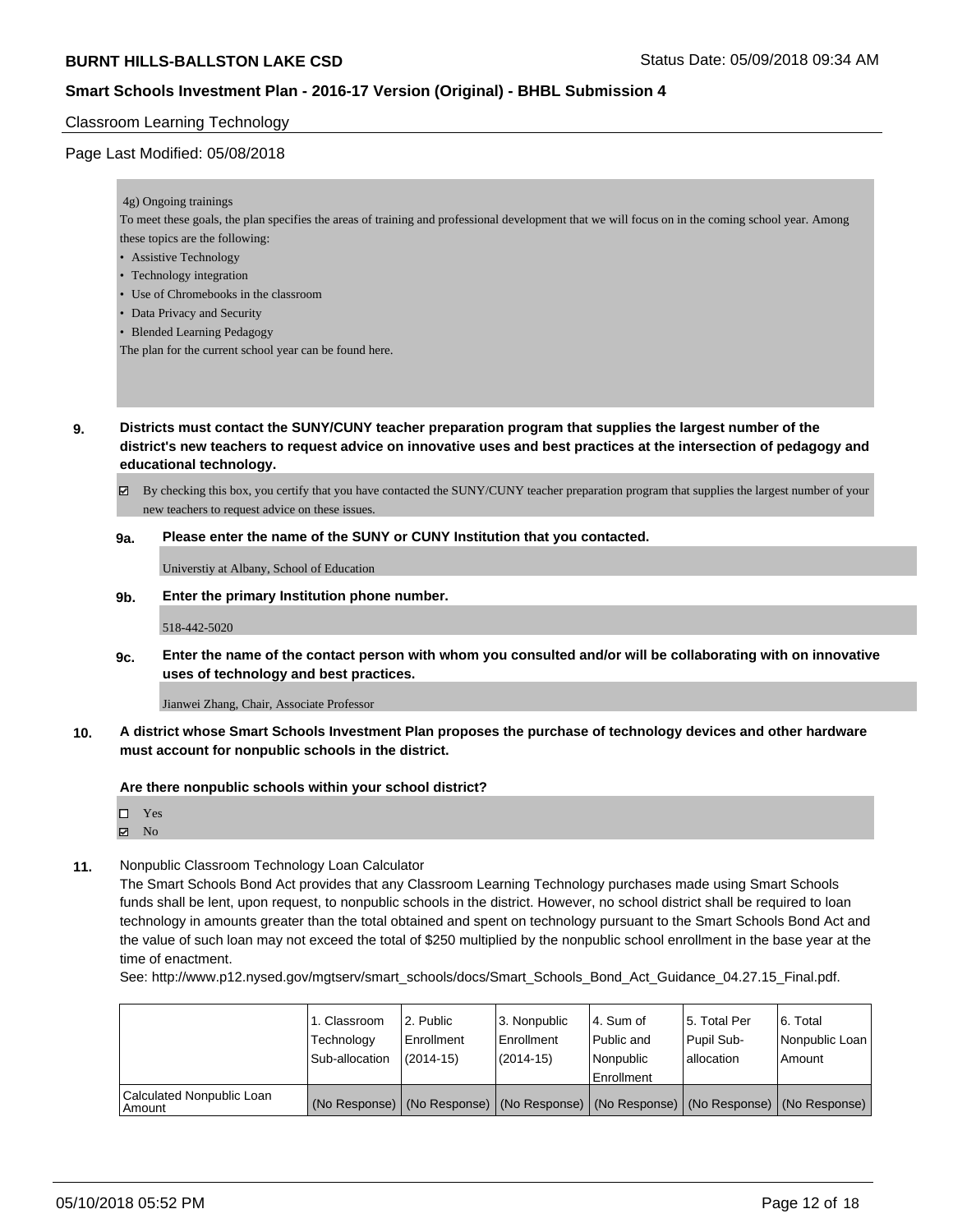Classroom Learning Technology

Page Last Modified: 05/08/2018

4g) Ongoing trainings

To meet these goals, the plan specifies the areas of training and professional development that we will focus on in the coming school year. Among these topics are the following:

- Assistive Technology
- Technology integration
- Use of Chromebooks in the classroom
- Data Privacy and Security
- Blended Learning Pedagogy

The plan for the current school year can be found here.

**9. Districts must contact the SUNY/CUNY teacher preparation program that supplies the largest number of the district's new teachers to request advice on innovative uses and best practices at the intersection of pedagogy and educational technology.**

☑ By checking this box, you certify that you have contacted the SUNY/CUNY teacher preparation program that supplies the largest number of your new teachers to request advice on these issues.

**9a. Please enter the name of the SUNY or CUNY Institution that you contacted.**

Universtiy at Albany, School of Education

**9b. Enter the primary Institution phone number.**

518-442-5020

**9c. Enter the name of the contact person with whom you consulted and/or will be collaborating with on innovative uses of technology and best practices.**

Jianwei Zhang, Chair, Associate Professor

**10. A district whose Smart Schools Investment Plan proposes the purchase of technology devices and other hardware must account for nonpublic schools in the district.**

**Are there nonpublic schools within your school district?**

☐ Yes
☑ No

**11.** Nonpublic Classroom Technology Loan Calculator

The Smart Schools Bond Act provides that any Classroom Learning Technology purchases made using Smart Schools funds shall be lent, upon request, to nonpublic schools in the district. However, no school district shall be required to loan technology in amounts greater than the total obtained and spent on technology pursuant to the Smart Schools Bond Act and the value of such loan may not exceed the total of $250 multiplied by the nonpublic school enrollment in the base year at the time of enactment.

See: http://www.p12.nysed.gov/mgtserv/smart_schools/docs/Smart_Schools_Bond_Act_Guidance_04.27.15_Final.pdf.

| | 1. Classroom Technology Sub-allocation | 2. Public Enrollment (2014-15) | 3. Nonpublic Enrollment (2014-15) | 4. Sum of Public and Nonpublic Enrollment | 5. Total Per Pupil Sub-allocation | 6. Total Nonpublic Loan Amount |
|---|---|---|---|---|---|---|
| Calculated Nonpublic Loan Amount | (No Response) | (No Response) | (No Response) | (No Response) | (No Response) | (No Response) |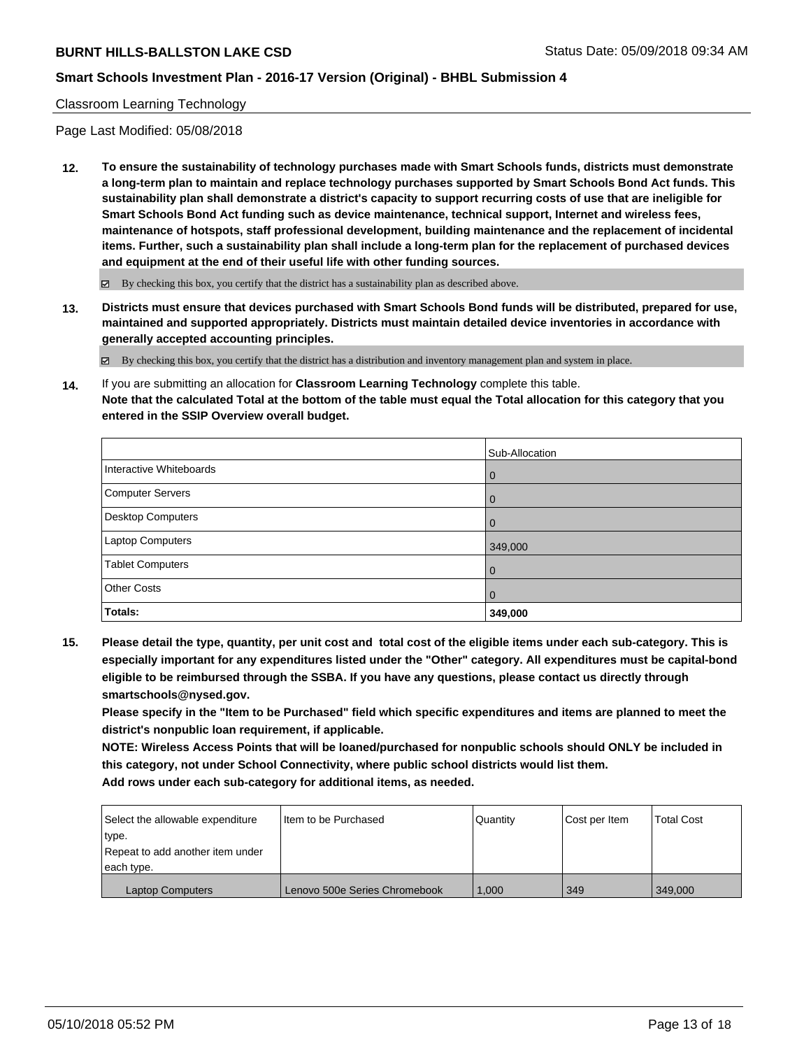Classroom Learning Technology

Page Last Modified: 05/08/2018

**12. To ensure the sustainability of technology purchases made with Smart Schools funds, districts must demonstrate a long-term plan to maintain and replace technology purchases supported by Smart Schools Bond Act funds. This sustainability plan shall demonstrate a district's capacity to support recurring costs of use that are ineligible for Smart Schools Bond Act funding such as device maintenance, technical support, Internet and wireless fees, maintenance of hotspots, staff professional development, building maintenance and the replacement of incidental items. Further, such a sustainability plan shall include a long-term plan for the replacement of purchased devices and equipment at the end of their useful life with other funding sources.**

☑ By checking this box, you certify that the district has a sustainability plan as described above.

**13. Districts must ensure that devices purchased with Smart Schools Bond funds will be distributed, prepared for use, maintained and supported appropriately. Districts must maintain detailed device inventories in accordance with generally accepted accounting principles.**

☑ By checking this box, you certify that the district has a distribution and inventory management plan and system in place.

**14.** If you are submitting an allocation for **Classroom Learning Technology** complete this table.
**Note that the calculated Total at the bottom of the table must equal the Total allocation for this category that you entered in the SSIP Overview overall budget.**

| | Sub-Allocation |
|---|---|
| Interactive Whiteboards | 0 |
| Computer Servers | 0 |
| Desktop Computers | 0 |
| Laptop Computers | 349,000 |
| Tablet Computers | 0 |
| Other Costs | 0 |
| **Totals:** | **349,000** |

**15. Please detail the type, quantity, per unit cost and total cost of the eligible items under each sub-category. This is especially important for any expenditures listed under the "Other" category. All expenditures must be capital-bond eligible to be reimbursed through the SSBA. If you have any questions, please contact us directly through smartschools@nysed.gov.**
**Please specify in the "Item to be Purchased" field which specific expenditures and items are planned to meet the district's nonpublic loan requirement, if applicable.**
**NOTE: Wireless Access Points that will be loaned/purchased for nonpublic schools should ONLY be included in this category, not under School Connectivity, where public school districts would list them.**
**Add rows under each sub-category for additional items, as needed.**

| Select the allowable expenditure type. Repeat to add another item under each type. | Item to be Purchased | Quantity | Cost per Item | Total Cost |
|---|---|---|---|---|
| Laptop Computers | Lenovo 500e Series Chromebook | 1,000 | 349 | 349,000 |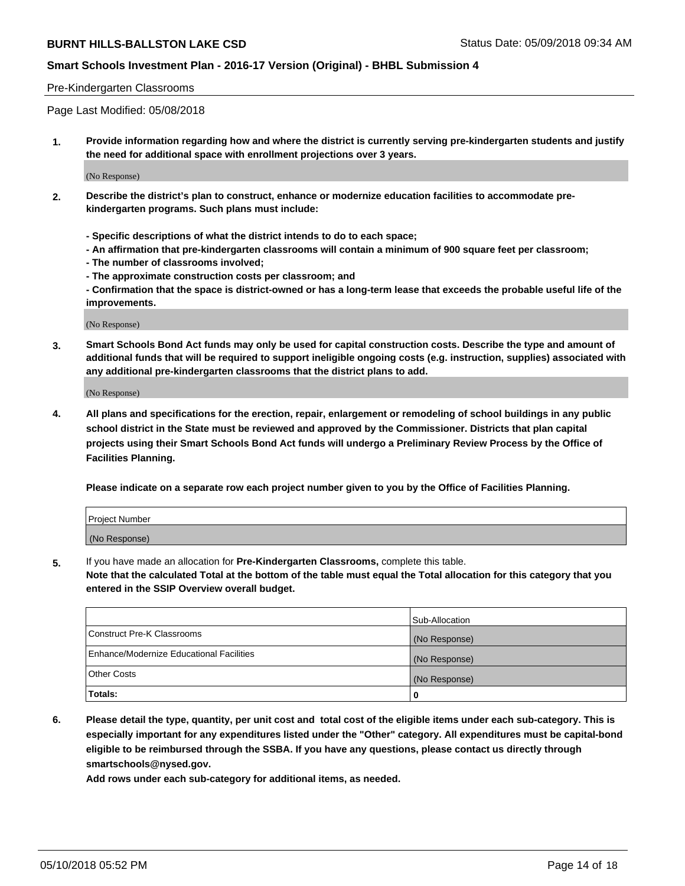Pre-Kindergarten Classrooms

Page Last Modified: 05/08/2018

1. **Provide information regarding how and where the district is currently serving pre-kindergarten students and justify the need for additional space with enrollment projections over 3 years.**

(No Response)

2. **Describe the district's plan to construct, enhance or modernize education facilities to accommodate pre-kindergarten programs. Such plans must include:**

   **- Specific descriptions of what the district intends to do to each space;**
   **- An affirmation that pre-kindergarten classrooms will contain a minimum of 900 square feet per classroom;**
   **- The number of classrooms involved;**
   **- The approximate construction costs per classroom; and**
   **- Confirmation that the space is district-owned or has a long-term lease that exceeds the probable useful life of the improvements.**

(No Response)

3. **Smart Schools Bond Act funds may only be used for capital construction costs. Describe the type and amount of additional funds that will be required to support ineligible ongoing costs (e.g. instruction, supplies) associated with any additional pre-kindergarten classrooms that the district plans to add.**

(No Response)

4. **All plans and specifications for the erection, repair, enlargement or remodeling of school buildings in any public school district in the State must be reviewed and approved by the Commissioner. Districts that plan capital projects using their Smart Schools Bond Act funds will undergo a Preliminary Review Process by the Office of Facilities Planning.**

   **Please indicate on a separate row each project number given to you by the Office of Facilities Planning.**

| Project Number |
|---|
| (No Response) |

5. If you have made an allocation for **Pre-Kindergarten Classrooms,** complete this table.
   **Note that the calculated Total at the bottom of the table must equal the Total allocation for this category that you entered in the SSIP Overview overall budget.**

| | Sub-Allocation |
|---|---|
| Construct Pre-K Classrooms | (No Response) |
| Enhance/Modernize Educational Facilities | (No Response) |
| Other Costs | (No Response) |
| **Totals:** | **0** |

6. **Please detail the type, quantity, per unit cost and total cost of the eligible items under each sub-category. This is especially important for any expenditures listed under the "Other" category. All expenditures must be capital-bond eligible to be reimbursed through the SSBA. If you have any questions, please contact us directly through smartschools@nysed.gov.**

   **Add rows under each sub-category for additional items, as needed.**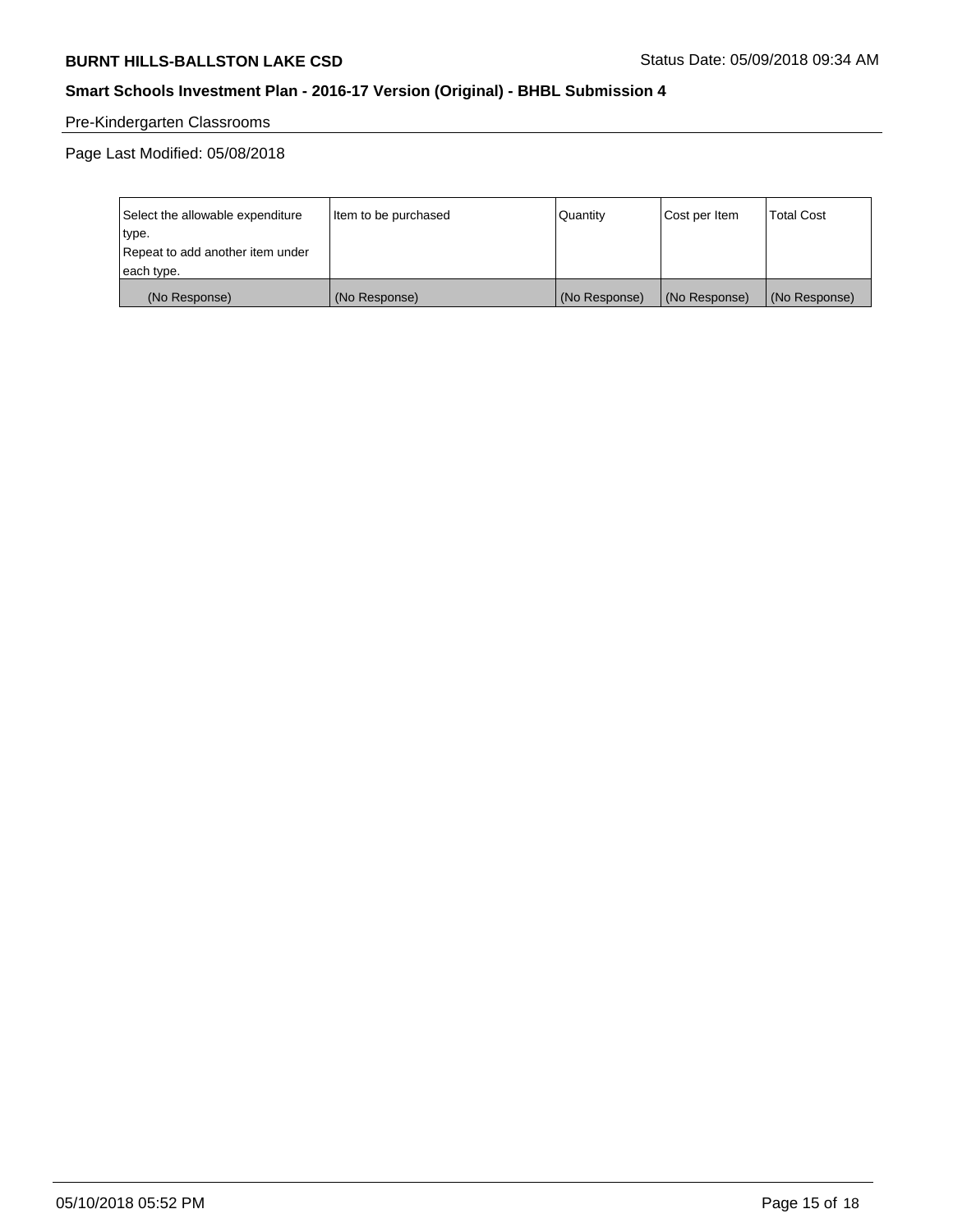Pre-Kindergarten Classrooms

Page Last Modified: 05/08/2018

| Select the allowable expenditure type. Repeat to add another item under each type. | Item to be purchased | Quantity | Cost per Item | Total Cost |
|---|---|---|---|---|
| (No Response) | (No Response) | (No Response) | (No Response) | (No Response) |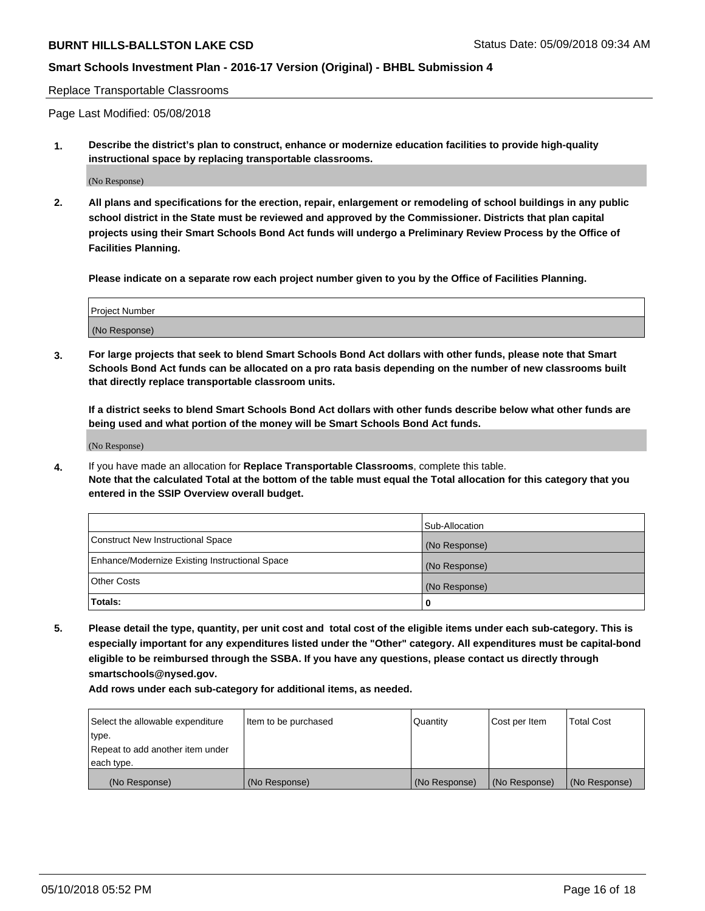Replace Transportable Classrooms

Page Last Modified: 05/08/2018

**1. Describe the district's plan to construct, enhance or modernize education facilities to provide high-quality instructional space by replacing transportable classrooms.**

(No Response)

**2. All plans and specifications for the erection, repair, enlargement or remodeling of school buildings in any public school district in the State must be reviewed and approved by the Commissioner. Districts that plan capital projects using their Smart Schools Bond Act funds will undergo a Preliminary Review Process by the Office of Facilities Planning.**

**Please indicate on a separate row each project number given to you by the Office of Facilities Planning.**

| Project Number |
|---|
| (No Response) |

**3. For large projects that seek to blend Smart Schools Bond Act dollars with other funds, please note that Smart Schools Bond Act funds can be allocated on a pro rata basis depending on the number of new classrooms built that directly replace transportable classroom units.**

**If a district seeks to blend Smart Schools Bond Act dollars with other funds describe below what other funds are being used and what portion of the money will be Smart Schools Bond Act funds.**

(No Response)

**4.** If you have made an allocation for **Replace Transportable Classrooms**, complete this table. **Note that the calculated Total at the bottom of the table must equal the Total allocation for this category that you entered in the SSIP Overview overall budget.**

| | Sub-Allocation |
|---|---|
| Construct New Instructional Space | (No Response) |
| Enhance/Modernize Existing Instructional Space | (No Response) |
| Other Costs | (No Response) |
| **Totals:** | **0** |

**5. Please detail the type, quantity, per unit cost and total cost of the eligible items under each sub-category. This is especially important for any expenditures listed under the "Other" category. All expenditures must be capital-bond eligible to be reimbursed through the SSBA. If you have any questions, please contact us directly through smartschools@nysed.gov.**

**Add rows under each sub-category for additional items, as needed.**

| Select the allowable expenditure type. Repeat to add another item under each type. | Item to be purchased | Quantity | Cost per Item | Total Cost |
|---|---|---|---|---|
| (No Response) | (No Response) | (No Response) | (No Response) | (No Response) |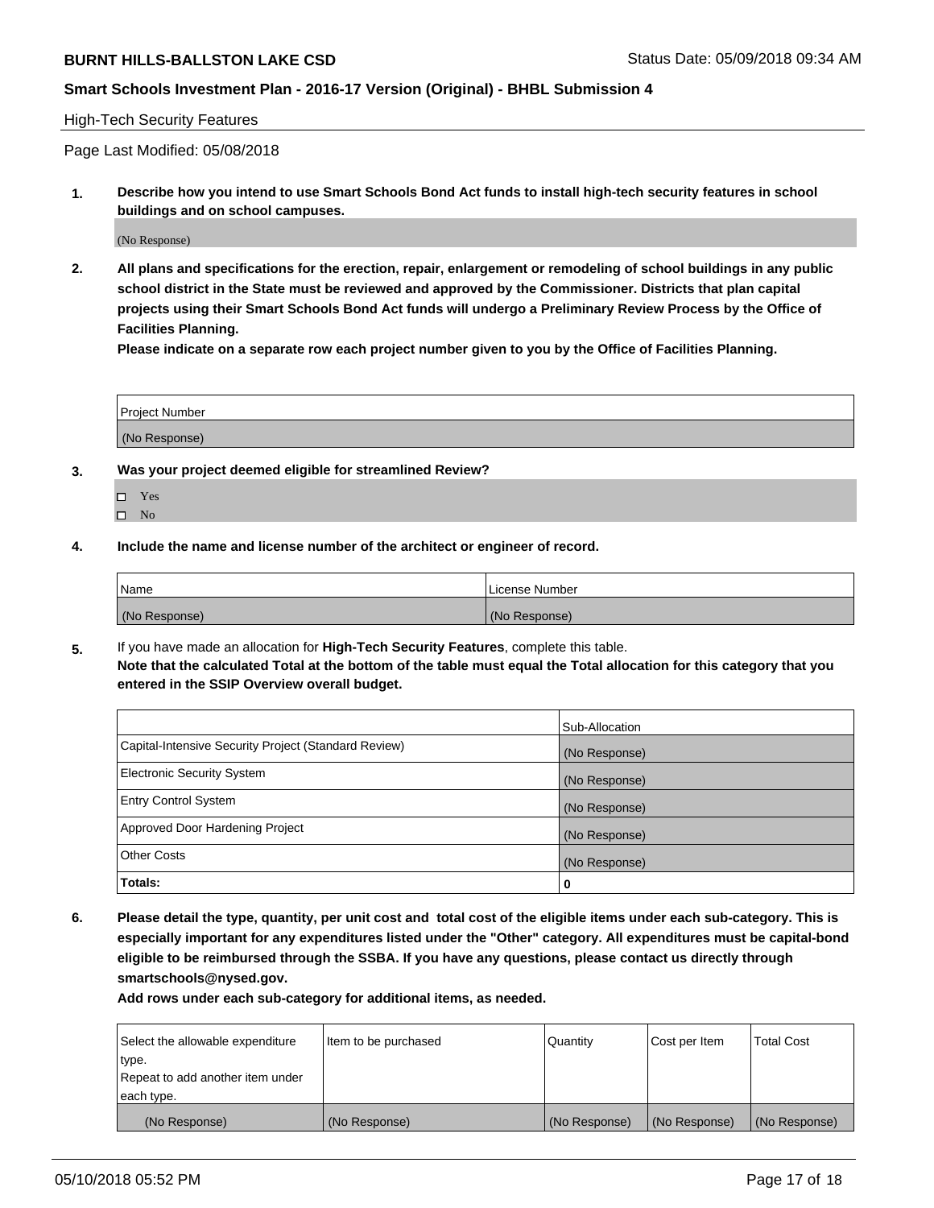High-Tech Security Features

Page Last Modified: 05/08/2018

**1. Describe how you intend to use Smart Schools Bond Act funds to install high-tech security features in school buildings and on school campuses.**

(No Response)

**2. All plans and specifications for the erection, repair, enlargement or remodeling of school buildings in any public school district in the State must be reviewed and approved by the Commissioner. Districts that plan capital projects using their Smart Schools Bond Act funds will undergo a Preliminary Review Process by the Office of Facilities Planning.**

**Please indicate on a separate row each project number given to you by the Office of Facilities Planning.**

| Project Number |
| --- |
| (No Response) |

**3. Was your project deemed eligible for streamlined Review?**

- ☐ Yes
- ☐ No

**4. Include the name and license number of the architect or engineer of record.**

| Name | License Number |
| --- | --- |
| (No Response) | (No Response) |

**5.** If you have made an allocation for **High-Tech Security Features**, complete this table.
**Note that the calculated Total at the bottom of the table must equal the Total allocation for this category that you entered in the SSIP Overview overall budget.**

| | Sub-Allocation |
| --- | --- |
| Capital-Intensive Security Project (Standard Review) | (No Response) |
| Electronic Security System | (No Response) |
| Entry Control System | (No Response) |
| Approved Door Hardening Project | (No Response) |
| Other Costs | (No Response) |
| **Totals:** | **0** |

**6. Please detail the type, quantity, per unit cost and total cost of the eligible items under each sub-category. This is especially important for any expenditures listed under the "Other" category. All expenditures must be capital-bond eligible to be reimbursed through the SSBA. If you have any questions, please contact us directly through smartschools@nysed.gov.**

**Add rows under each sub-category for additional items, as needed.**

| Select the allowable expenditure type. Repeat to add another item under each type. | Item to be purchased | Quantity | Cost per Item | Total Cost |
| --- | --- | --- | --- | --- |
| (No Response) | (No Response) | (No Response) | (No Response) | (No Response) |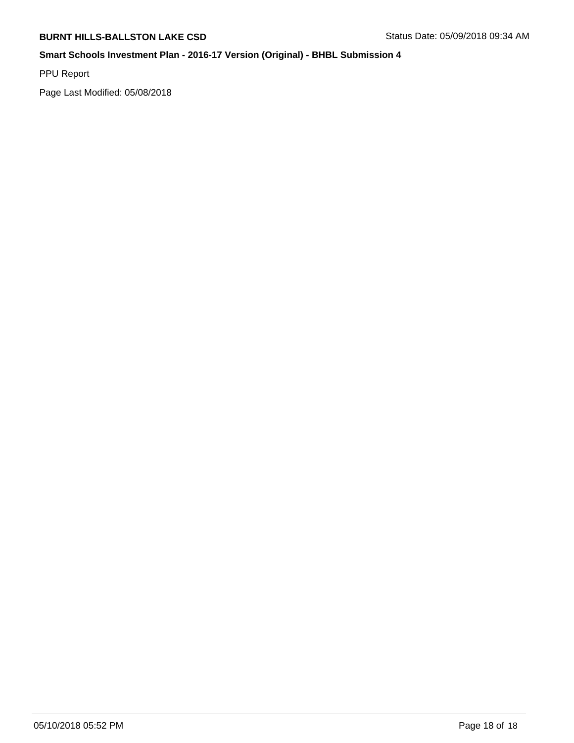PPU Report

Page Last Modified: 05/08/2018